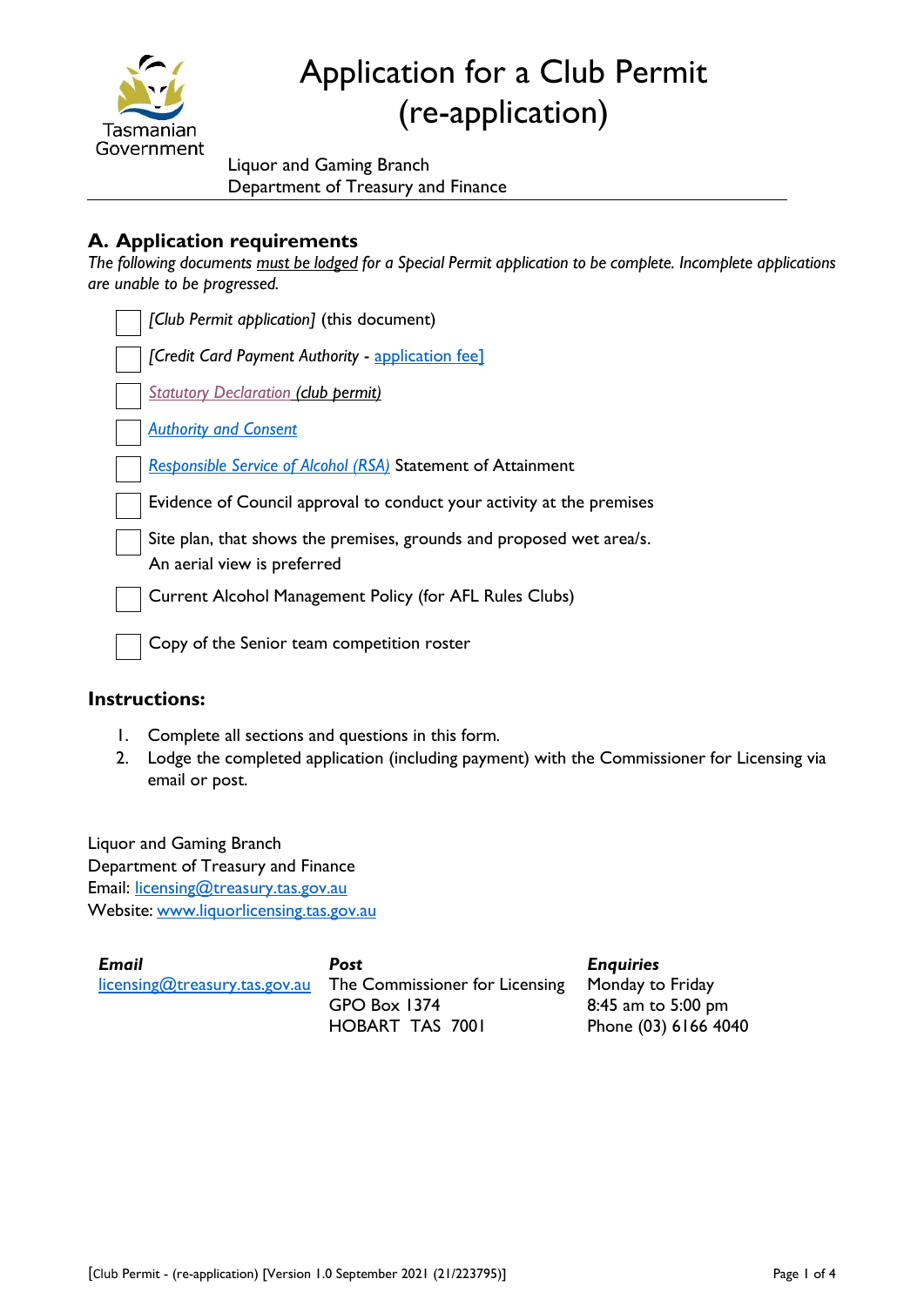# Application for a Club Permit (re-application)

Tasmanian Government

Liquor and Gaming Branch
Department of Treasury and Finance

## A. Application requirements

*The following documents must be lodged for a Special Permit application to be complete. Incomplete applications are unable to be progressed.*

- ☐ *[Club Permit application]* (this document)
- ☐ *[Credit Card Payment Authority* - application fee]
- ☐ *Statutory Declaration (club permit)*
- ☐ *Authority and Consent*
- ☐ *Responsible Service of Alcohol (RSA)* Statement of Attainment
- ☐ Evidence of Council approval to conduct your activity at the premises
- ☐ Site plan, that shows the premises, grounds and proposed wet area/s. An aerial view is preferred
- ☐ Current Alcohol Management Policy (for AFL Rules Clubs)
- ☐ Copy of the Senior team competition roster

## Instructions:

1. Complete all sections and questions in this form.
2. Lodge the completed application (including payment) with the Commissioner for Licensing via email or post.

Liquor and Gaming Branch
Department of Treasury and Finance
Email: licensing@treasury.tas.gov.au
Website: www.liquorlicensing.tas.gov.au

| ***Email*** | ***Post*** | ***Enquiries*** |
|---|---|---|
| licensing@treasury.tas.gov.au | The Commissioner for Licensing<br>GPO Box 1374<br>HOBART TAS 7001 | Monday to Friday<br>8:45 am to 5:00 pm<br>Phone (03) 6166 4040 |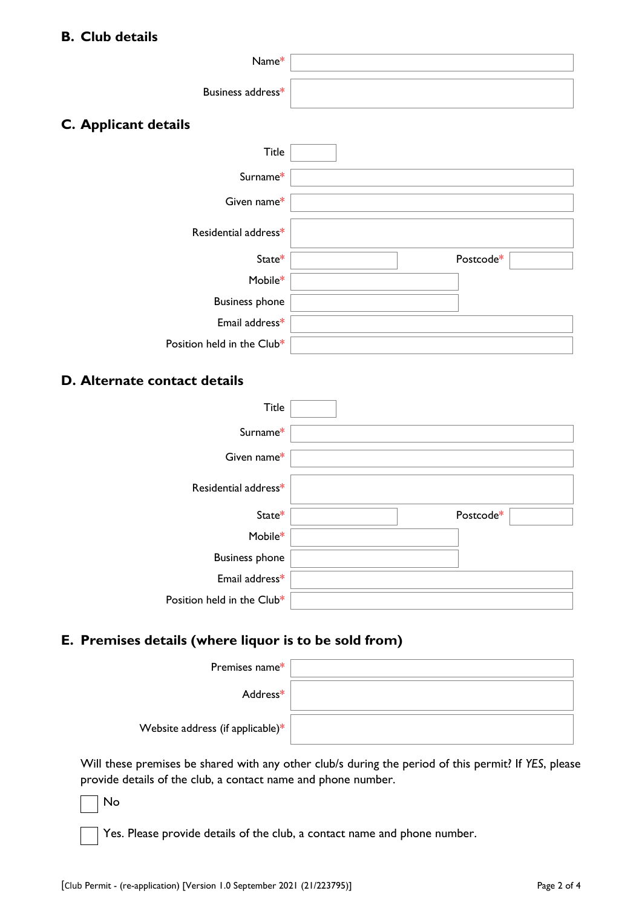## B. Club details

Name*

Business address*

## C. Applicant details

Title

Surname*

Given name*

Residential address*

State*  Postcode*

Mobile*

Business phone

Email address*

Position held in the Club*

## D. Alternate contact details

Title

Surname*

Given name*

Residential address*

State*  Postcode*

Mobile*

Business phone

Email address*

Position held in the Club*

## E. Premises details (where liquor is to be sold from)

Premises name*

Address*

Website address (if applicable)*

Will these premises be shared with any other club/s during the period of this permit? If *YES*, please provide details of the club, a contact name and phone number.

☐ No

☐ Yes. Please provide details of the club, a contact name and phone number.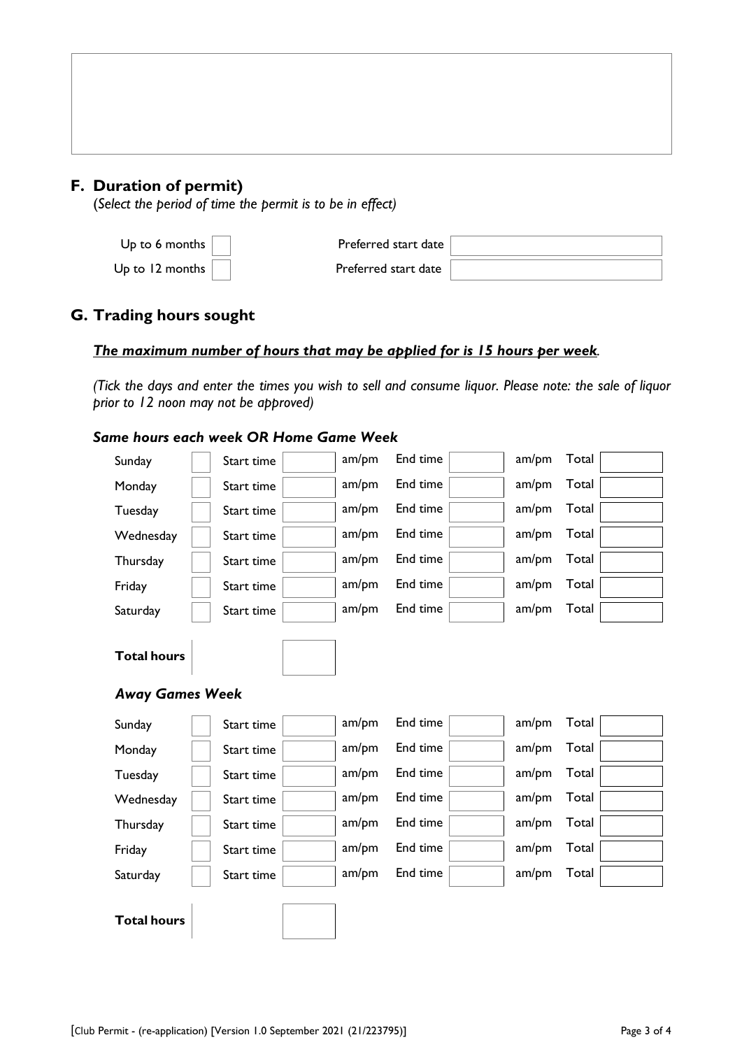## F. Duration of permit)

(*Select the period of time the permit is to be in effect)*

| | | | |
|---|---|---|---|
| Up to 6 months | ☐ | Preferred start date | |
| Up to 12 months | ☐ | Preferred start date | |

## G. Trading hours sought

***The maximum number of hours that may be applied for is 15 hours per week*.**

*(Tick the days and enter the times you wish to sell and consume liquor. Please note: the sale of liquor prior to 12 noon may not be approved)*

### *Same hours each week OR Home Game Week*

| Day | | Start time | | | End time | | | Total |
|---|---|---|---|---|---|---|---|---|
| Sunday | ☐ | Start time | | am/pm | End time | | am/pm | Total |
| Monday | ☐ | Start time | | am/pm | End time | | am/pm | Total |
| Tuesday | ☐ | Start time | | am/pm | End time | | am/pm | Total |
| Wednesday | ☐ | Start time | | am/pm | End time | | am/pm | Total |
| Thursday | ☐ | Start time | | am/pm | End time | | am/pm | Total |
| Friday | ☐ | Start time | | am/pm | End time | | am/pm | Total |
| Saturday | ☐ | Start time | | am/pm | End time | | am/pm | Total |

**Total hours**

### *Away Games Week*

| Day | | Start time | | | End time | | | Total |
|---|---|---|---|---|---|---|---|---|
| Sunday | ☐ | Start time | | am/pm | End time | | am/pm | Total |
| Monday | ☐ | Start time | | am/pm | End time | | am/pm | Total |
| Tuesday | ☐ | Start time | | am/pm | End time | | am/pm | Total |
| Wednesday | ☐ | Start time | | am/pm | End time | | am/pm | Total |
| Thursday | ☐ | Start time | | am/pm | End time | | am/pm | Total |
| Friday | ☐ | Start time | | am/pm | End time | | am/pm | Total |
| Saturday | ☐ | Start time | | am/pm | End time | | am/pm | Total |

**Total hours**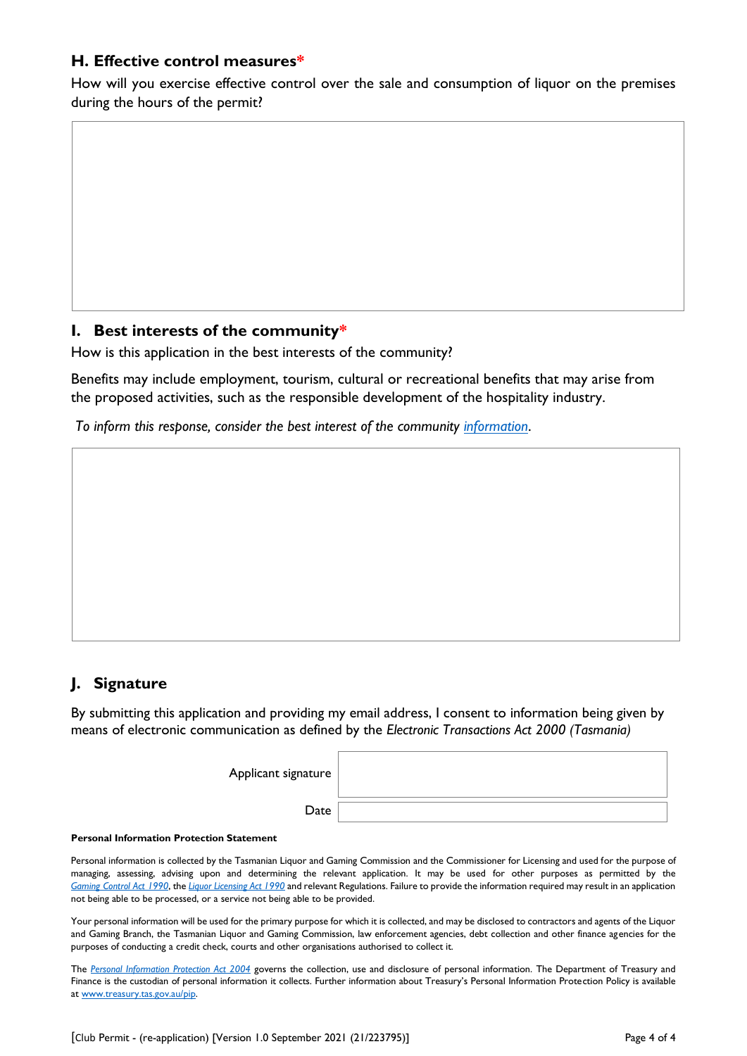## H. Effective control measures*

How will you exercise effective control over the sale and consumption of liquor on the premises during the hours of the permit?

## I. Best interests of the community*

How is this application in the best interests of the community?

Benefits may include employment, tourism, cultural or recreational benefits that may arise from the proposed activities, such as the responsible development of the hospitality industry.

*To inform this response, consider the best interest of the community information.*

## J. Signature

By submitting this application and providing my email address, I consent to information being given by means of electronic communication as defined by the *Electronic Transactions Act 2000 (Tasmania)*

Applicant signature

Date

**Personal Information Protection Statement**

Personal information is collected by the Tasmanian Liquor and Gaming Commission and the Commissioner for Licensing and used for the purpose of managing, assessing, advising upon and determining the relevant application. It may be used for other purposes as permitted by the *Gaming Control Act 1990*, the *Liquor Licensing Act 1990* and relevant Regulations. Failure to provide the information required may result in an application not being able to be processed, or a service not being able to be provided.

Your personal information will be used for the primary purpose for which it is collected, and may be disclosed to contractors and agents of the Liquor and Gaming Branch, the Tasmanian Liquor and Gaming Commission, law enforcement agencies, debt collection and other finance agencies for the purposes of conducting a credit check, courts and other organisations authorised to collect it.

The *Personal Information Protection Act 2004* governs the collection, use and disclosure of personal information. The Department of Treasury and Finance is the custodian of personal information it collects. Further information about Treasury's Personal Information Protection Policy is available at www.treasury.tas.gov.au/pip.

[Club Permit - (re-application) [Version 1.0 September 2021 (21/223795)]